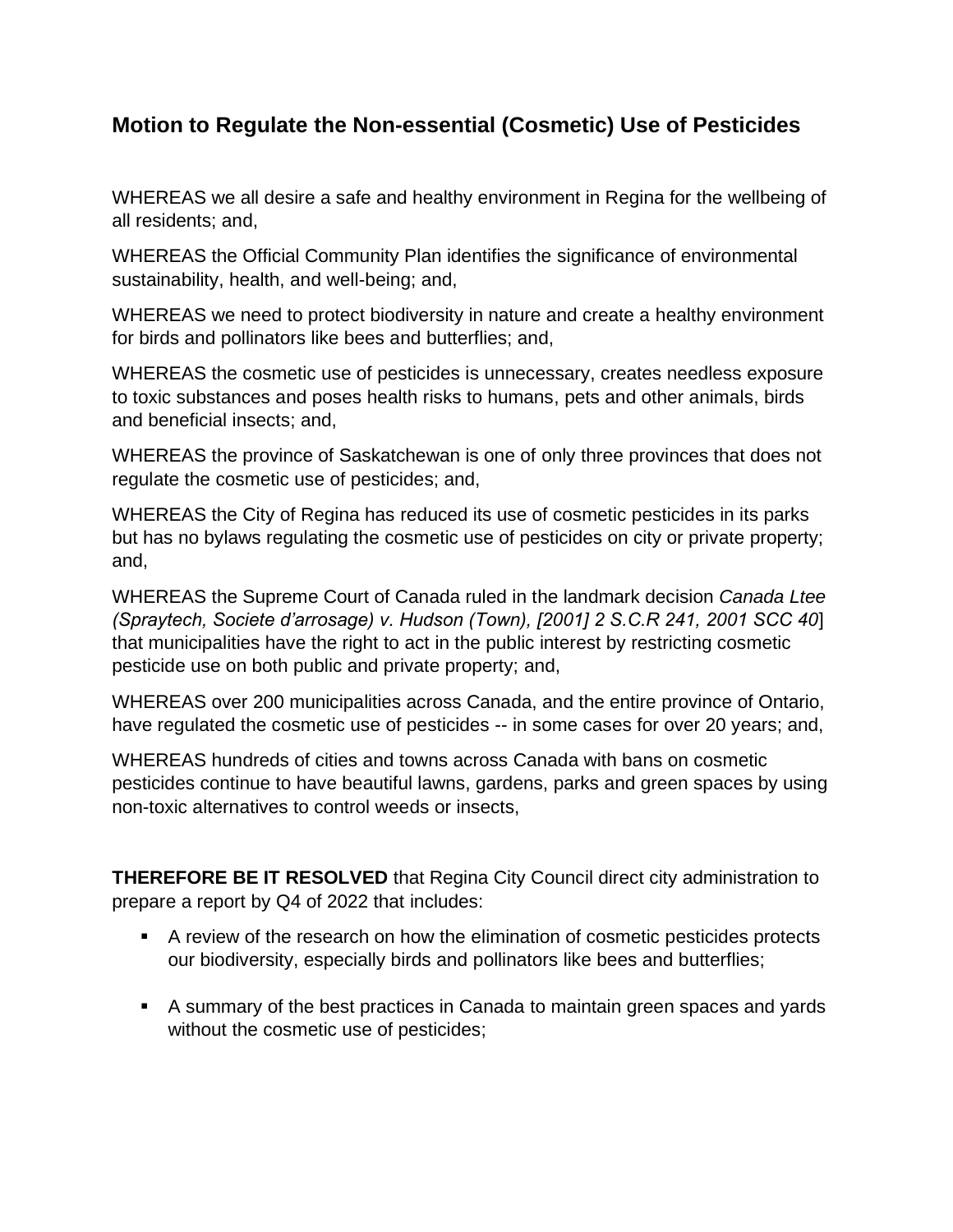## Motion to Regulate the Non-essential (Cosmetic) Use of Pesticides

WHEREAS we all desire a safe and healthy environment in Regina for the wellbeing of all residents; and,

WHEREAS the Official Community Plan identifies the significance of environmental sustainability, health, and well-being; and,

WHEREAS we need to protect biodiversity in nature and create a healthy environment for birds and pollinators like bees and butterflies; and,

WHEREAS the cosmetic use of pesticides is unnecessary, creates needless exposure to toxic substances and poses health risks to humans, pets and other animals, birds and beneficial insects; and,

WHEREAS the province of Saskatchewan is one of only three provinces that does not regulate the cosmetic use of pesticides; and,

WHEREAS the City of Regina has reduced its use of cosmetic pesticides in its parks but has no bylaws regulating the cosmetic use of pesticides on city or private property; and,

WHEREAS the Supreme Court of Canada ruled in the landmark decision *Canada Ltee (Spraytech, Societe d'arrosage) v. Hudson (Town), [2001] 2 S.C.R 241, 2001 SCC 40*] that municipalities have the right to act in the public interest by restricting cosmetic pesticide use on both public and private property; and,

WHEREAS over 200 municipalities across Canada, and the entire province of Ontario, have regulated the cosmetic use of pesticides -- in some cases for over 20 years; and,

WHEREAS hundreds of cities and towns across Canada with bans on cosmetic pesticides continue to have beautiful lawns, gardens, parks and green spaces by using non-toxic alternatives to control weeds or insects,

**THEREFORE BE IT RESOLVED** that Regina City Council direct city administration to prepare a report by Q4 of 2022 that includes:

- A review of the research on how the elimination of cosmetic pesticides protects our biodiversity, especially birds and pollinators like bees and butterflies;
- A summary of the best practices in Canada to maintain green spaces and yards without the cosmetic use of pesticides;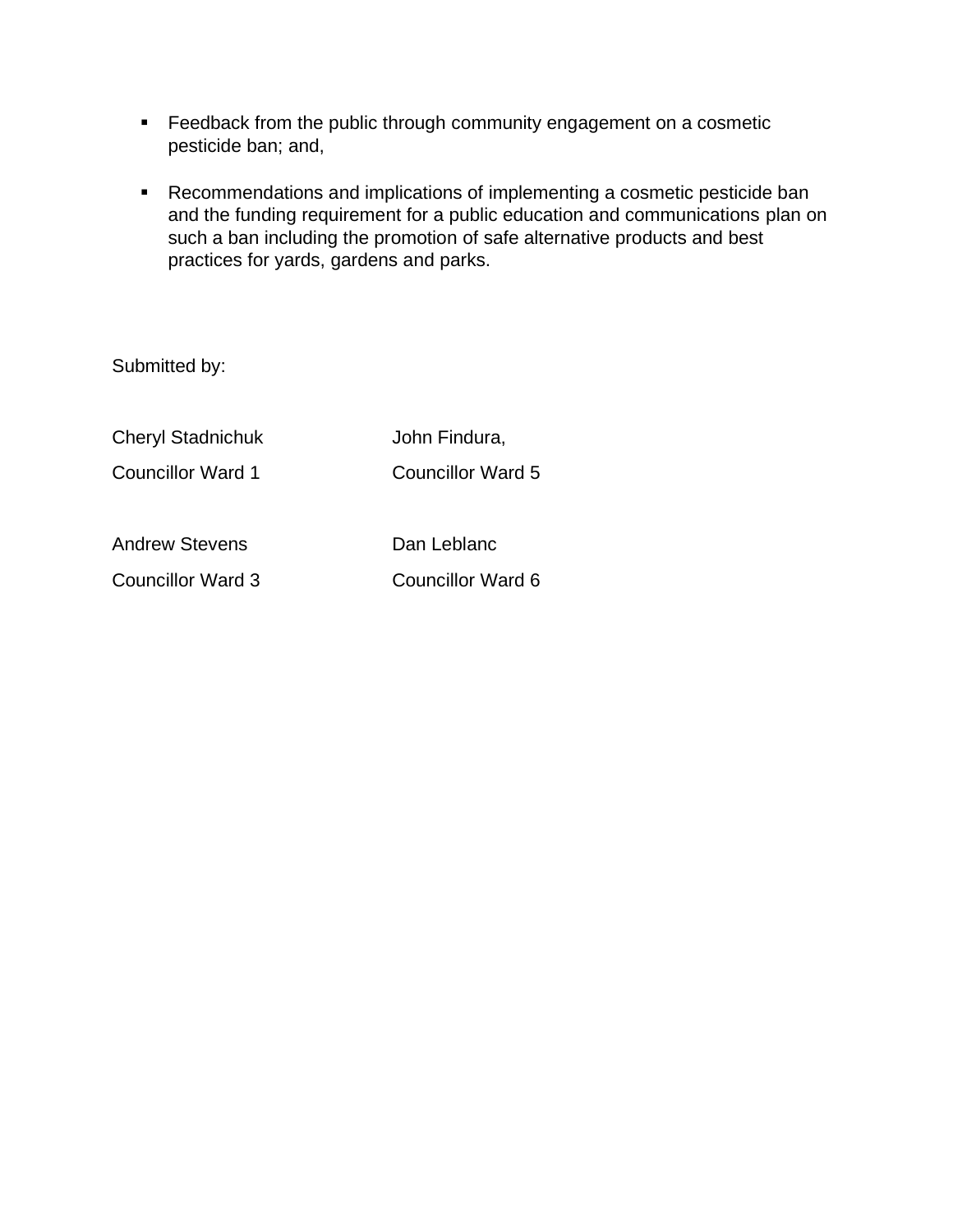- Feedback from the public through community engagement on a cosmetic pesticide ban; and,

- Recommendations and implications of implementing a cosmetic pesticide ban and the funding requirement for a public education and communications plan on such a ban including the promotion of safe alternative products and best practices for yards, gardens and parks.

Submitted by:

| | |
|---|---|
| Cheryl Stadnichuk<br>Councillor Ward 1 | John Findura,<br>Councillor Ward 5 |
| Andrew Stevens<br>Councillor Ward 3 | Dan Leblanc<br>Councillor Ward 6 |